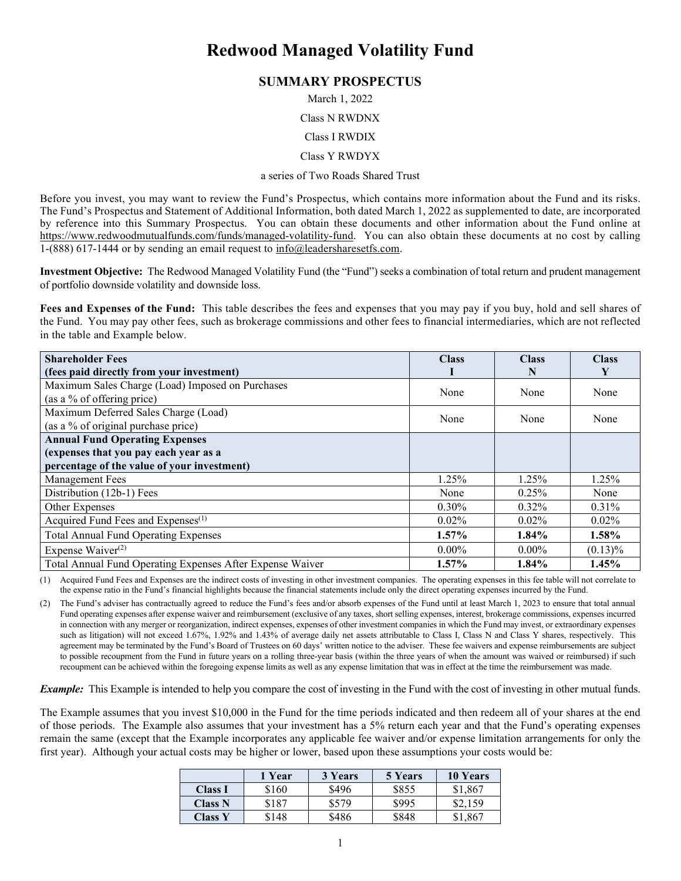# Redwood Managed Volatility Fund

## SUMMARY PROSPECTUS

March 1, 2022

Class N RWDNX

Class I RWDIX

Class Y RWDYX

a series of Two Roads Shared Trust

Before you invest, you may want to review the Fund's Prospectus, which contains more information about the Fund and its risks. The Fund's Prospectus and Statement of Additional Information, both dated March 1, 2022 as supplemented to date, are incorporated by reference into this Summary Prospectus. You can obtain these documents and other information about the Fund online at https://www.redwoodmutualfunds.com/funds/managed-volatility-fund. You can also obtain these documents at no cost by calling 1-(888) 617-1444 or by sending an email request to info@leadersharesetfs.com.

**Investment Objective:** The Redwood Managed Volatility Fund (the "Fund") seeks a combination of total return and prudent management of portfolio downside volatility and downside loss.

**Fees and Expenses of the Fund:** This table describes the fees and expenses that you may pay if you buy, hold and sell shares of the Fund. You may pay other fees, such as brokerage commissions and other fees to financial intermediaries, which are not reflected in the table and Example below.

| **Shareholder Fees (fees paid directly from your investment)** | **Class I** | **Class N** | **Class Y** |
|---|---|---|---|
| Maximum Sales Charge (Load) Imposed on Purchases (as a % of offering price) | None | None | None |
| Maximum Deferred Sales Charge (Load) (as a % of original purchase price) | None | None | None |
| **Annual Fund Operating Expenses (expenses that you pay each year as a percentage of the value of your investment)** | | | |
| Management Fees | 1.25% | 1.25% | 1.25% |
| Distribution (12b-1) Fees | None | 0.25% | None |
| Other Expenses | 0.30% | 0.32% | 0.31% |
| Acquired Fund Fees and Expenses(1) | 0.02% | 0.02% | 0.02% |
| Total Annual Fund Operating Expenses | **1.57%** | **1.84%** | **1.58%** |
| Expense Waiver(2) | 0.00% | 0.00% | (0.13)% |
| Total Annual Fund Operating Expenses After Expense Waiver | **1.57%** | **1.84%** | **1.45%** |

(1) Acquired Fund Fees and Expenses are the indirect costs of investing in other investment companies. The operating expenses in this fee table will not correlate to the expense ratio in the Fund's financial highlights because the financial statements include only the direct operating expenses incurred by the Fund.

(2) The Fund's adviser has contractually agreed to reduce the Fund's fees and/or absorb expenses of the Fund until at least March 1, 2023 to ensure that total annual Fund operating expenses after expense waiver and reimbursement (exclusive of any taxes, short selling expenses, interest, brokerage commissions, expenses incurred in connection with any merger or reorganization, indirect expenses, expenses of other investment companies in which the Fund may invest, or extraordinary expenses such as litigation) will not exceed 1.67%, 1.92% and 1.43% of average daily net assets attributable to Class I, Class N and Class Y shares, respectively. This agreement may be terminated by the Fund's Board of Trustees on 60 days' written notice to the adviser. These fee waivers and expense reimbursements are subject to possible recoupment from the Fund in future years on a rolling three-year basis (within the three years of when the amount was waived or reimbursed) if such recoupment can be achieved within the foregoing expense limits as well as any expense limitation that was in effect at the time the reimbursement was made.

***Example:*** This Example is intended to help you compare the cost of investing in the Fund with the cost of investing in other mutual funds.

The Example assumes that you invest $10,000 in the Fund for the time periods indicated and then redeem all of your shares at the end of those periods. The Example also assumes that your investment has a 5% return each year and that the Fund's operating expenses remain the same (except that the Example incorporates any applicable fee waiver and/or expense limitation arrangements for only the first year). Although your actual costs may be higher or lower, based upon these assumptions your costs would be:

| | **1 Year** | **3 Years** | **5 Years** | **10 Years** |
|---|---|---|---|---|
| **Class I** | $160 | $496 | $855 | $1,867 |
| **Class N** | $187 | $579 | $995 | $2,159 |
| **Class Y** | $148 | $486 | $848 | $1,867 |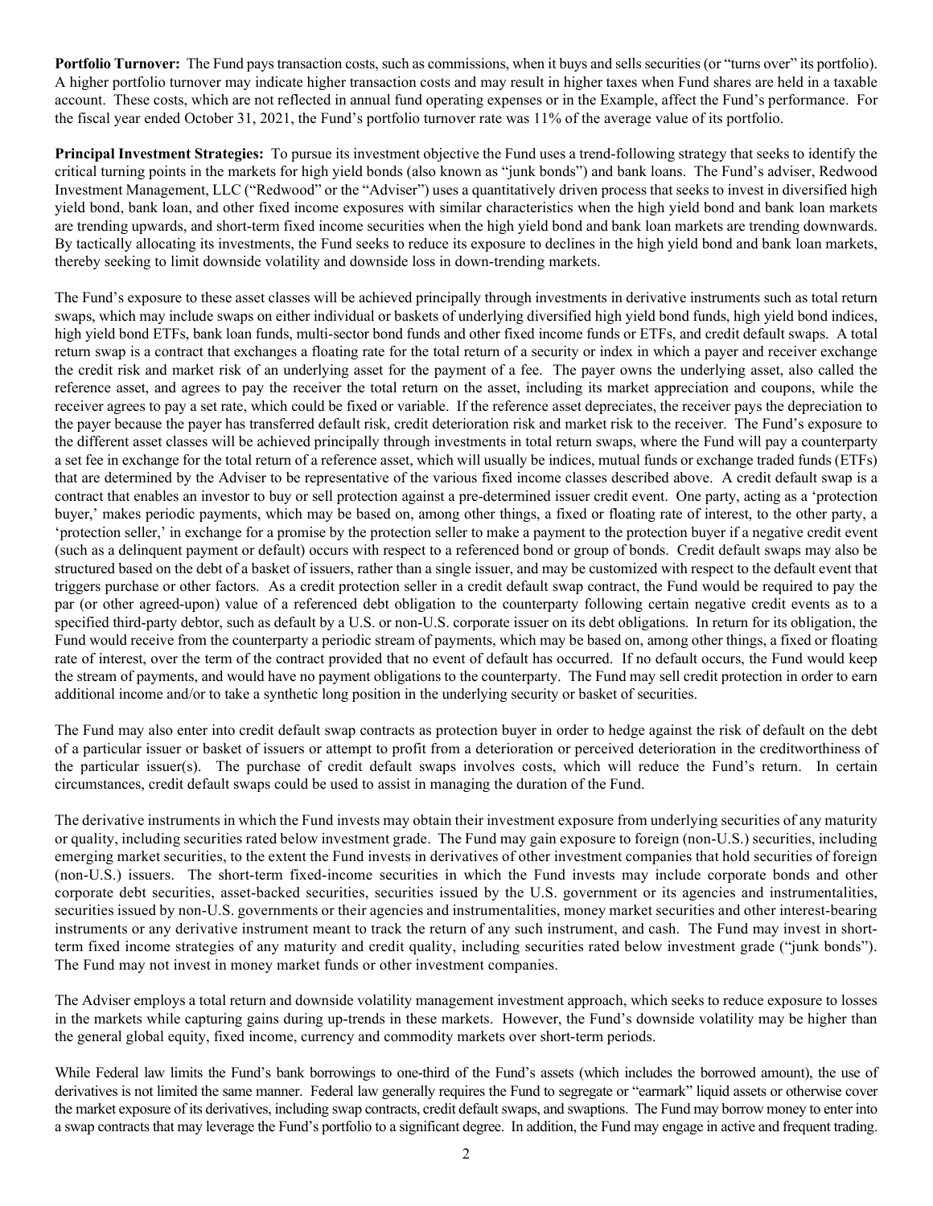**Portfolio Turnover:** The Fund pays transaction costs, such as commissions, when it buys and sells securities (or "turns over" its portfolio). A higher portfolio turnover may indicate higher transaction costs and may result in higher taxes when Fund shares are held in a taxable account. These costs, which are not reflected in annual fund operating expenses or in the Example, affect the Fund's performance. For the fiscal year ended October 31, 2021, the Fund's portfolio turnover rate was 11% of the average value of its portfolio.

**Principal Investment Strategies:** To pursue its investment objective the Fund uses a trend-following strategy that seeks to identify the critical turning points in the markets for high yield bonds (also known as "junk bonds") and bank loans. The Fund's adviser, Redwood Investment Management, LLC ("Redwood" or the "Adviser") uses a quantitatively driven process that seeks to invest in diversified high yield bond, bank loan, and other fixed income exposures with similar characteristics when the high yield bond and bank loan markets are trending upwards, and short-term fixed income securities when the high yield bond and bank loan markets are trending downwards. By tactically allocating its investments, the Fund seeks to reduce its exposure to declines in the high yield bond and bank loan markets, thereby seeking to limit downside volatility and downside loss in down-trending markets.

The Fund's exposure to these asset classes will be achieved principally through investments in derivative instruments such as total return swaps, which may include swaps on either individual or baskets of underlying diversified high yield bond funds, high yield bond indices, high yield bond ETFs, bank loan funds, multi-sector bond funds and other fixed income funds or ETFs, and credit default swaps. A total return swap is a contract that exchanges a floating rate for the total return of a security or index in which a payer and receiver exchange the credit risk and market risk of an underlying asset for the payment of a fee. The payer owns the underlying asset, also called the reference asset, and agrees to pay the receiver the total return on the asset, including its market appreciation and coupons, while the receiver agrees to pay a set rate, which could be fixed or variable. If the reference asset depreciates, the receiver pays the depreciation to the payer because the payer has transferred default risk, credit deterioration risk and market risk to the receiver. The Fund's exposure to the different asset classes will be achieved principally through investments in total return swaps, where the Fund will pay a counterparty a set fee in exchange for the total return of a reference asset, which will usually be indices, mutual funds or exchange traded funds (ETFs) that are determined by the Adviser to be representative of the various fixed income classes described above. A credit default swap is a contract that enables an investor to buy or sell protection against a pre-determined issuer credit event. One party, acting as a 'protection buyer,' makes periodic payments, which may be based on, among other things, a fixed or floating rate of interest, to the other party, a 'protection seller,' in exchange for a promise by the protection seller to make a payment to the protection buyer if a negative credit event (such as a delinquent payment or default) occurs with respect to a referenced bond or group of bonds. Credit default swaps may also be structured based on the debt of a basket of issuers, rather than a single issuer, and may be customized with respect to the default event that triggers purchase or other factors. As a credit protection seller in a credit default swap contract, the Fund would be required to pay the par (or other agreed-upon) value of a referenced debt obligation to the counterparty following certain negative credit events as to a specified third-party debtor, such as default by a U.S. or non-U.S. corporate issuer on its debt obligations. In return for its obligation, the Fund would receive from the counterparty a periodic stream of payments, which may be based on, among other things, a fixed or floating rate of interest, over the term of the contract provided that no event of default has occurred. If no default occurs, the Fund would keep the stream of payments, and would have no payment obligations to the counterparty. The Fund may sell credit protection in order to earn additional income and/or to take a synthetic long position in the underlying security or basket of securities.

The Fund may also enter into credit default swap contracts as protection buyer in order to hedge against the risk of default on the debt of a particular issuer or basket of issuers or attempt to profit from a deterioration or perceived deterioration in the creditworthiness of the particular issuer(s). The purchase of credit default swaps involves costs, which will reduce the Fund's return. In certain circumstances, credit default swaps could be used to assist in managing the duration of the Fund.

The derivative instruments in which the Fund invests may obtain their investment exposure from underlying securities of any maturity or quality, including securities rated below investment grade. The Fund may gain exposure to foreign (non-U.S.) securities, including emerging market securities, to the extent the Fund invests in derivatives of other investment companies that hold securities of foreign (non-U.S.) issuers. The short-term fixed-income securities in which the Fund invests may include corporate bonds and other corporate debt securities, asset-backed securities, securities issued by the U.S. government or its agencies and instrumentalities, securities issued by non-U.S. governments or their agencies and instrumentalities, money market securities and other interest-bearing instruments or any derivative instrument meant to track the return of any such instrument, and cash. The Fund may invest in short-term fixed income strategies of any maturity and credit quality, including securities rated below investment grade ("junk bonds"). The Fund may not invest in money market funds or other investment companies.

The Adviser employs a total return and downside volatility management investment approach, which seeks to reduce exposure to losses in the markets while capturing gains during up-trends in these markets. However, the Fund's downside volatility may be higher than the general global equity, fixed income, currency and commodity markets over short-term periods.

While Federal law limits the Fund's bank borrowings to one-third of the Fund's assets (which includes the borrowed amount), the use of derivatives is not limited the same manner. Federal law generally requires the Fund to segregate or "earmark" liquid assets or otherwise cover the market exposure of its derivatives, including swap contracts, credit default swaps, and swaptions. The Fund may borrow money to enter into a swap contracts that may leverage the Fund's portfolio to a significant degree. In addition, the Fund may engage in active and frequent trading.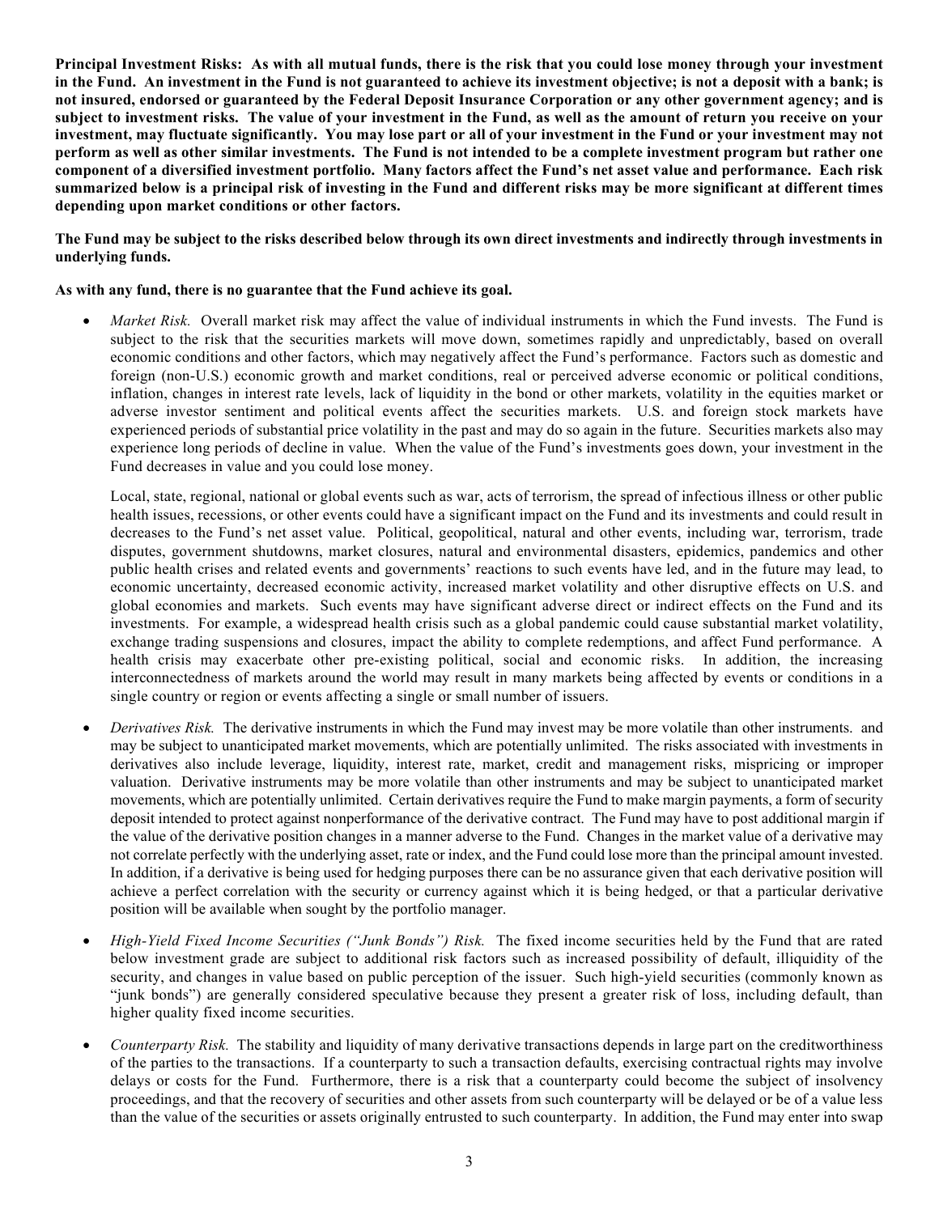**Principal Investment Risks: As with all mutual funds, there is the risk that you could lose money through your investment in the Fund. An investment in the Fund is not guaranteed to achieve its investment objective; is not a deposit with a bank; is not insured, endorsed or guaranteed by the Federal Deposit Insurance Corporation or any other government agency; and is subject to investment risks. The value of your investment in the Fund, as well as the amount of return you receive on your investment, may fluctuate significantly. You may lose part or all of your investment in the Fund or your investment may not perform as well as other similar investments. The Fund is not intended to be a complete investment program but rather one component of a diversified investment portfolio. Many factors affect the Fund's net asset value and performance. Each risk summarized below is a principal risk of investing in the Fund and different risks may be more significant at different times depending upon market conditions or other factors.**

**The Fund may be subject to the risks described below through its own direct investments and indirectly through investments in underlying funds.**

**As with any fund, there is no guarantee that the Fund achieve its goal.**

- *Market Risk.* Overall market risk may affect the value of individual instruments in which the Fund invests. The Fund is subject to the risk that the securities markets will move down, sometimes rapidly and unpredictably, based on overall economic conditions and other factors, which may negatively affect the Fund's performance. Factors such as domestic and foreign (non-U.S.) economic growth and market conditions, real or perceived adverse economic or political conditions, inflation, changes in interest rate levels, lack of liquidity in the bond or other markets, volatility in the equities market or adverse investor sentiment and political events affect the securities markets. U.S. and foreign stock markets have experienced periods of substantial price volatility in the past and may do so again in the future. Securities markets also may experience long periods of decline in value. When the value of the Fund's investments goes down, your investment in the Fund decreases in value and you could lose money.

  Local, state, regional, national or global events such as war, acts of terrorism, the spread of infectious illness or other public health issues, recessions, or other events could have a significant impact on the Fund and its investments and could result in decreases to the Fund's net asset value. Political, geopolitical, natural and other events, including war, terrorism, trade disputes, government shutdowns, market closures, natural and environmental disasters, epidemics, pandemics and other public health crises and related events and governments' reactions to such events have led, and in the future may lead, to economic uncertainty, decreased economic activity, increased market volatility and other disruptive effects on U.S. and global economies and markets. Such events may have significant adverse direct or indirect effects on the Fund and its investments. For example, a widespread health crisis such as a global pandemic could cause substantial market volatility, exchange trading suspensions and closures, impact the ability to complete redemptions, and affect Fund performance. A health crisis may exacerbate other pre-existing political, social and economic risks. In addition, the increasing interconnectedness of markets around the world may result in many markets being affected by events or conditions in a single country or region or events affecting a single or small number of issuers.

- *Derivatives Risk.* The derivative instruments in which the Fund may invest may be more volatile than other instruments. and may be subject to unanticipated market movements, which are potentially unlimited. The risks associated with investments in derivatives also include leverage, liquidity, interest rate, market, credit and management risks, mispricing or improper valuation. Derivative instruments may be more volatile than other instruments and may be subject to unanticipated market movements, which are potentially unlimited. Certain derivatives require the Fund to make margin payments, a form of security deposit intended to protect against nonperformance of the derivative contract. The Fund may have to post additional margin if the value of the derivative position changes in a manner adverse to the Fund. Changes in the market value of a derivative may not correlate perfectly with the underlying asset, rate or index, and the Fund could lose more than the principal amount invested. In addition, if a derivative is being used for hedging purposes there can be no assurance given that each derivative position will achieve a perfect correlation with the security or currency against which it is being hedged, or that a particular derivative position will be available when sought by the portfolio manager.

- *High-Yield Fixed Income Securities ("Junk Bonds") Risk.* The fixed income securities held by the Fund that are rated below investment grade are subject to additional risk factors such as increased possibility of default, illiquidity of the security, and changes in value based on public perception of the issuer. Such high-yield securities (commonly known as "junk bonds") are generally considered speculative because they present a greater risk of loss, including default, than higher quality fixed income securities.

- *Counterparty Risk.* The stability and liquidity of many derivative transactions depends in large part on the creditworthiness of the parties to the transactions. If a counterparty to such a transaction defaults, exercising contractual rights may involve delays or costs for the Fund. Furthermore, there is a risk that a counterparty could become the subject of insolvency proceedings, and that the recovery of securities and other assets from such counterparty will be delayed or be of a value less than the value of the securities or assets originally entrusted to such counterparty. In addition, the Fund may enter into swap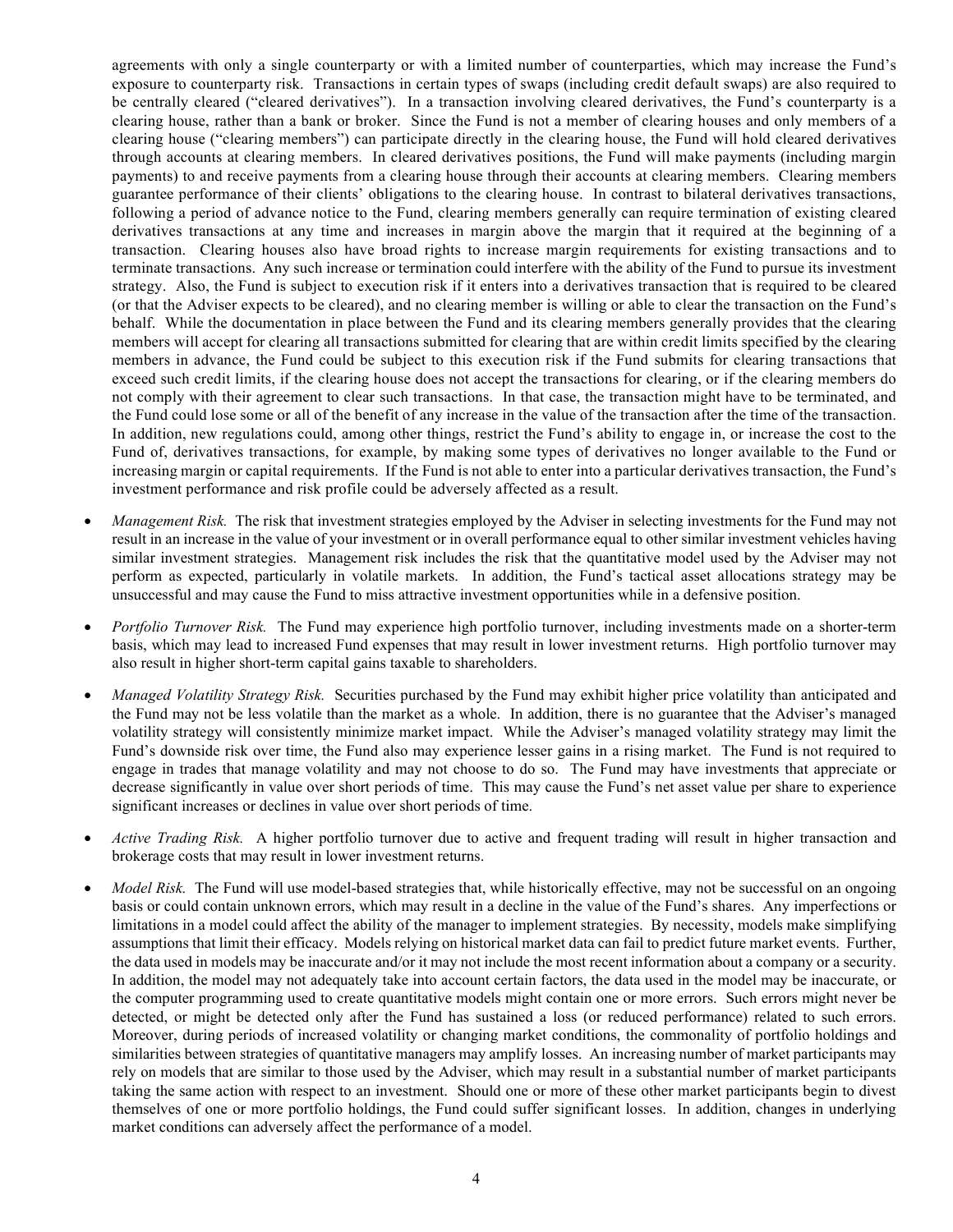agreements with only a single counterparty or with a limited number of counterparties, which may increase the Fund's exposure to counterparty risk. Transactions in certain types of swaps (including credit default swaps) are also required to be centrally cleared ("cleared derivatives"). In a transaction involving cleared derivatives, the Fund's counterparty is a clearing house, rather than a bank or broker. Since the Fund is not a member of clearing houses and only members of a clearing house ("clearing members") can participate directly in the clearing house, the Fund will hold cleared derivatives through accounts at clearing members. In cleared derivatives positions, the Fund will make payments (including margin payments) to and receive payments from a clearing house through their accounts at clearing members. Clearing members guarantee performance of their clients' obligations to the clearing house. In contrast to bilateral derivatives transactions, following a period of advance notice to the Fund, clearing members generally can require termination of existing cleared derivatives transactions at any time and increases in margin above the margin that it required at the beginning of a transaction. Clearing houses also have broad rights to increase margin requirements for existing transactions and to terminate transactions. Any such increase or termination could interfere with the ability of the Fund to pursue its investment strategy. Also, the Fund is subject to execution risk if it enters into a derivatives transaction that is required to be cleared (or that the Adviser expects to be cleared), and no clearing member is willing or able to clear the transaction on the Fund's behalf. While the documentation in place between the Fund and its clearing members generally provides that the clearing members will accept for clearing all transactions submitted for clearing that are within credit limits specified by the clearing members in advance, the Fund could be subject to this execution risk if the Fund submits for clearing transactions that exceed such credit limits, if the clearing house does not accept the transactions for clearing, or if the clearing members do not comply with their agreement to clear such transactions. In that case, the transaction might have to be terminated, and the Fund could lose some or all of the benefit of any increase in the value of the transaction after the time of the transaction. In addition, new regulations could, among other things, restrict the Fund's ability to engage in, or increase the cost to the Fund of, derivatives transactions, for example, by making some types of derivatives no longer available to the Fund or increasing margin or capital requirements. If the Fund is not able to enter into a particular derivatives transaction, the Fund's investment performance and risk profile could be adversely affected as a result.

- *Management Risk.* The risk that investment strategies employed by the Adviser in selecting investments for the Fund may not result in an increase in the value of your investment or in overall performance equal to other similar investment vehicles having similar investment strategies. Management risk includes the risk that the quantitative model used by the Adviser may not perform as expected, particularly in volatile markets. In addition, the Fund's tactical asset allocations strategy may be unsuccessful and may cause the Fund to miss attractive investment opportunities while in a defensive position.

- *Portfolio Turnover Risk.* The Fund may experience high portfolio turnover, including investments made on a shorter-term basis, which may lead to increased Fund expenses that may result in lower investment returns. High portfolio turnover may also result in higher short-term capital gains taxable to shareholders.

- *Managed Volatility Strategy Risk.* Securities purchased by the Fund may exhibit higher price volatility than anticipated and the Fund may not be less volatile than the market as a whole. In addition, there is no guarantee that the Adviser's managed volatility strategy will consistently minimize market impact. While the Adviser's managed volatility strategy may limit the Fund's downside risk over time, the Fund also may experience lesser gains in a rising market. The Fund is not required to engage in trades that manage volatility and may not choose to do so. The Fund may have investments that appreciate or decrease significantly in value over short periods of time. This may cause the Fund's net asset value per share to experience significant increases or declines in value over short periods of time.

- *Active Trading Risk.* A higher portfolio turnover due to active and frequent trading will result in higher transaction and brokerage costs that may result in lower investment returns.

- *Model Risk.* The Fund will use model-based strategies that, while historically effective, may not be successful on an ongoing basis or could contain unknown errors, which may result in a decline in the value of the Fund's shares. Any imperfections or limitations in a model could affect the ability of the manager to implement strategies. By necessity, models make simplifying assumptions that limit their efficacy. Models relying on historical market data can fail to predict future market events. Further, the data used in models may be inaccurate and/or it may not include the most recent information about a company or a security. In addition, the model may not adequately take into account certain factors, the data used in the model may be inaccurate, or the computer programming used to create quantitative models might contain one or more errors. Such errors might never be detected, or might be detected only after the Fund has sustained a loss (or reduced performance) related to such errors. Moreover, during periods of increased volatility or changing market conditions, the commonality of portfolio holdings and similarities between strategies of quantitative managers may amplify losses. An increasing number of market participants may rely on models that are similar to those used by the Adviser, which may result in a substantial number of market participants taking the same action with respect to an investment. Should one or more of these other market participants begin to divest themselves of one or more portfolio holdings, the Fund could suffer significant losses. In addition, changes in underlying market conditions can adversely affect the performance of a model.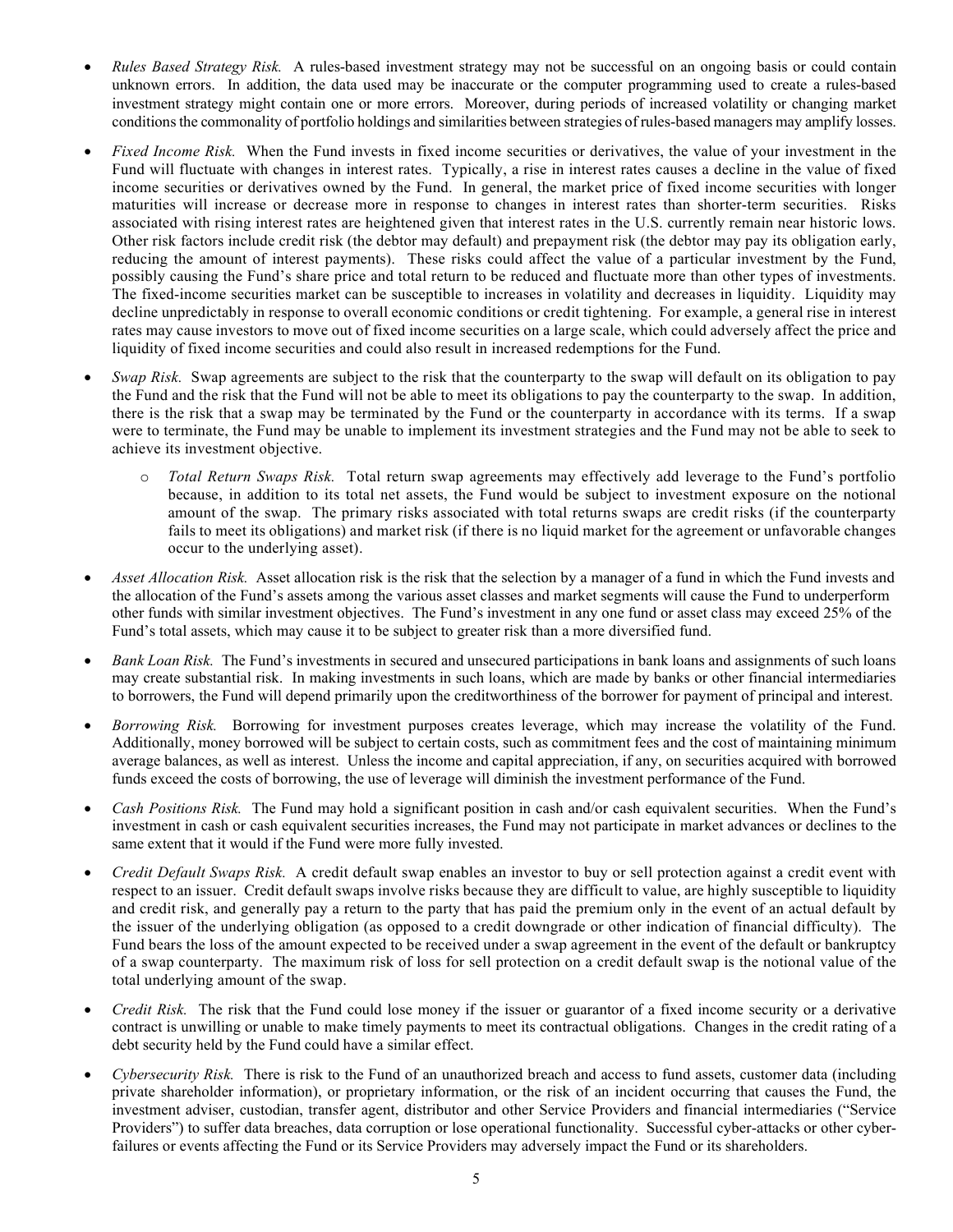- *Rules Based Strategy Risk.* A rules-based investment strategy may not be successful on an ongoing basis or could contain unknown errors. In addition, the data used may be inaccurate or the computer programming used to create a rules-based investment strategy might contain one or more errors. Moreover, during periods of increased volatility or changing market conditions the commonality of portfolio holdings and similarities between strategies of rules-based managers may amplify losses.

- *Fixed Income Risk.* When the Fund invests in fixed income securities or derivatives, the value of your investment in the Fund will fluctuate with changes in interest rates. Typically, a rise in interest rates causes a decline in the value of fixed income securities or derivatives owned by the Fund. In general, the market price of fixed income securities with longer maturities will increase or decrease more in response to changes in interest rates than shorter-term securities. Risks associated with rising interest rates are heightened given that interest rates in the U.S. currently remain near historic lows. Other risk factors include credit risk (the debtor may default) and prepayment risk (the debtor may pay its obligation early, reducing the amount of interest payments). These risks could affect the value of a particular investment by the Fund, possibly causing the Fund's share price and total return to be reduced and fluctuate more than other types of investments. The fixed-income securities market can be susceptible to increases in volatility and decreases in liquidity. Liquidity may decline unpredictably in response to overall economic conditions or credit tightening. For example, a general rise in interest rates may cause investors to move out of fixed income securities on a large scale, which could adversely affect the price and liquidity of fixed income securities and could also result in increased redemptions for the Fund.

- *Swap Risk.* Swap agreements are subject to the risk that the counterparty to the swap will default on its obligation to pay the Fund and the risk that the Fund will not be able to meet its obligations to pay the counterparty to the swap. In addition, there is the risk that a swap may be terminated by the Fund or the counterparty in accordance with its terms. If a swap were to terminate, the Fund may be unable to implement its investment strategies and the Fund may not be able to seek to achieve its investment objective.

  - *Total Return Swaps Risk.* Total return swap agreements may effectively add leverage to the Fund's portfolio because, in addition to its total net assets, the Fund would be subject to investment exposure on the notional amount of the swap. The primary risks associated with total returns swaps are credit risks (if the counterparty fails to meet its obligations) and market risk (if there is no liquid market for the agreement or unfavorable changes occur to the underlying asset).

- *Asset Allocation Risk.* Asset allocation risk is the risk that the selection by a manager of a fund in which the Fund invests and the allocation of the Fund's assets among the various asset classes and market segments will cause the Fund to underperform other funds with similar investment objectives. The Fund's investment in any one fund or asset class may exceed 25% of the Fund's total assets, which may cause it to be subject to greater risk than a more diversified fund.

- *Bank Loan Risk.* The Fund's investments in secured and unsecured participations in bank loans and assignments of such loans may create substantial risk. In making investments in such loans, which are made by banks or other financial intermediaries to borrowers, the Fund will depend primarily upon the creditworthiness of the borrower for payment of principal and interest.

- *Borrowing Risk.* Borrowing for investment purposes creates leverage, which may increase the volatility of the Fund. Additionally, money borrowed will be subject to certain costs, such as commitment fees and the cost of maintaining minimum average balances, as well as interest. Unless the income and capital appreciation, if any, on securities acquired with borrowed funds exceed the costs of borrowing, the use of leverage will diminish the investment performance of the Fund.

- *Cash Positions Risk.* The Fund may hold a significant position in cash and/or cash equivalent securities. When the Fund's investment in cash or cash equivalent securities increases, the Fund may not participate in market advances or declines to the same extent that it would if the Fund were more fully invested.

- *Credit Default Swaps Risk.* A credit default swap enables an investor to buy or sell protection against a credit event with respect to an issuer. Credit default swaps involve risks because they are difficult to value, are highly susceptible to liquidity and credit risk, and generally pay a return to the party that has paid the premium only in the event of an actual default by the issuer of the underlying obligation (as opposed to a credit downgrade or other indication of financial difficulty). The Fund bears the loss of the amount expected to be received under a swap agreement in the event of the default or bankruptcy of a swap counterparty. The maximum risk of loss for sell protection on a credit default swap is the notional value of the total underlying amount of the swap.

- *Credit Risk.* The risk that the Fund could lose money if the issuer or guarantor of a fixed income security or a derivative contract is unwilling or unable to make timely payments to meet its contractual obligations. Changes in the credit rating of a debt security held by the Fund could have a similar effect.

- *Cybersecurity Risk.* There is risk to the Fund of an unauthorized breach and access to fund assets, customer data (including private shareholder information), or proprietary information, or the risk of an incident occurring that causes the Fund, the investment adviser, custodian, transfer agent, distributor and other Service Providers and financial intermediaries ("Service Providers") to suffer data breaches, data corruption or lose operational functionality. Successful cyber-attacks or other cyber-failures or events affecting the Fund or its Service Providers may adversely impact the Fund or its shareholders.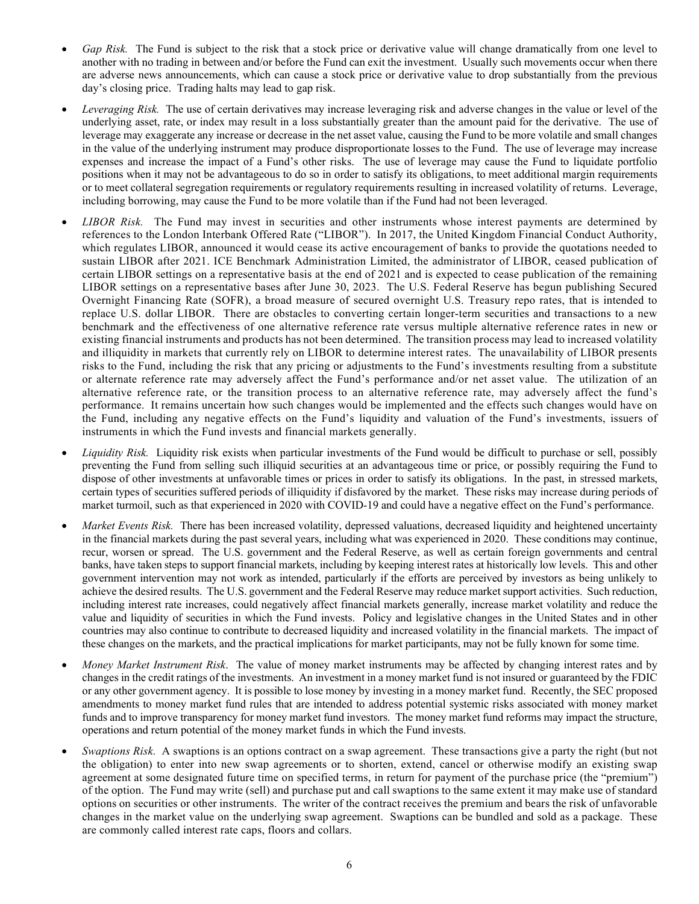- *Gap Risk.* The Fund is subject to the risk that a stock price or derivative value will change dramatically from one level to another with no trading in between and/or before the Fund can exit the investment. Usually such movements occur when there are adverse news announcements, which can cause a stock price or derivative value to drop substantially from the previous day's closing price. Trading halts may lead to gap risk.

- *Leveraging Risk.* The use of certain derivatives may increase leveraging risk and adverse changes in the value or level of the underlying asset, rate, or index may result in a loss substantially greater than the amount paid for the derivative. The use of leverage may exaggerate any increase or decrease in the net asset value, causing the Fund to be more volatile and small changes in the value of the underlying instrument may produce disproportionate losses to the Fund. The use of leverage may increase expenses and increase the impact of a Fund's other risks. The use of leverage may cause the Fund to liquidate portfolio positions when it may not be advantageous to do so in order to satisfy its obligations, to meet additional margin requirements or to meet collateral segregation requirements or regulatory requirements resulting in increased volatility of returns. Leverage, including borrowing, may cause the Fund to be more volatile than if the Fund had not been leveraged.

- *LIBOR Risk.* The Fund may invest in securities and other instruments whose interest payments are determined by references to the London Interbank Offered Rate ("LIBOR"). In 2017, the United Kingdom Financial Conduct Authority, which regulates LIBOR, announced it would cease its active encouragement of banks to provide the quotations needed to sustain LIBOR after 2021. ICE Benchmark Administration Limited, the administrator of LIBOR, ceased publication of certain LIBOR settings on a representative basis at the end of 2021 and is expected to cease publication of the remaining LIBOR settings on a representative bases after June 30, 2023. The U.S. Federal Reserve has begun publishing Secured Overnight Financing Rate (SOFR), a broad measure of secured overnight U.S. Treasury repo rates, that is intended to replace U.S. dollar LIBOR. There are obstacles to converting certain longer-term securities and transactions to a new benchmark and the effectiveness of one alternative reference rate versus multiple alternative reference rates in new or existing financial instruments and products has not been determined. The transition process may lead to increased volatility and illiquidity in markets that currently rely on LIBOR to determine interest rates. The unavailability of LIBOR presents risks to the Fund, including the risk that any pricing or adjustments to the Fund's investments resulting from a substitute or alternate reference rate may adversely affect the Fund's performance and/or net asset value. The utilization of an alternative reference rate, or the transition process to an alternative reference rate, may adversely affect the fund's performance. It remains uncertain how such changes would be implemented and the effects such changes would have on the Fund, including any negative effects on the Fund's liquidity and valuation of the Fund's investments, issuers of instruments in which the Fund invests and financial markets generally.

- *Liquidity Risk.* Liquidity risk exists when particular investments of the Fund would be difficult to purchase or sell, possibly preventing the Fund from selling such illiquid securities at an advantageous time or price, or possibly requiring the Fund to dispose of other investments at unfavorable times or prices in order to satisfy its obligations. In the past, in stressed markets, certain types of securities suffered periods of illiquidity if disfavored by the market. These risks may increase during periods of market turmoil, such as that experienced in 2020 with COVID-19 and could have a negative effect on the Fund's performance.

- *Market Events Risk.* There has been increased volatility, depressed valuations, decreased liquidity and heightened uncertainty in the financial markets during the past several years, including what was experienced in 2020. These conditions may continue, recur, worsen or spread. The U.S. government and the Federal Reserve, as well as certain foreign governments and central banks, have taken steps to support financial markets, including by keeping interest rates at historically low levels. This and other government intervention may not work as intended, particularly if the efforts are perceived by investors as being unlikely to achieve the desired results. The U.S. government and the Federal Reserve may reduce market support activities. Such reduction, including interest rate increases, could negatively affect financial markets generally, increase market volatility and reduce the value and liquidity of securities in which the Fund invests. Policy and legislative changes in the United States and in other countries may also continue to contribute to decreased liquidity and increased volatility in the financial markets. The impact of these changes on the markets, and the practical implications for market participants, may not be fully known for some time.

- *Money Market Instrument Risk*. The value of money market instruments may be affected by changing interest rates and by changes in the credit ratings of the investments. An investment in a money market fund is not insured or guaranteed by the FDIC or any other government agency. It is possible to lose money by investing in a money market fund. Recently, the SEC proposed amendments to money market fund rules that are intended to address potential systemic risks associated with money market funds and to improve transparency for money market fund investors. The money market fund reforms may impact the structure, operations and return potential of the money market funds in which the Fund invests.

- *Swaptions Risk.* A swaptions is an options contract on a swap agreement. These transactions give a party the right (but not the obligation) to enter into new swap agreements or to shorten, extend, cancel or otherwise modify an existing swap agreement at some designated future time on specified terms, in return for payment of the purchase price (the "premium") of the option. The Fund may write (sell) and purchase put and call swaptions to the same extent it may make use of standard options on securities or other instruments. The writer of the contract receives the premium and bears the risk of unfavorable changes in the market value on the underlying swap agreement. Swaptions can be bundled and sold as a package. These are commonly called interest rate caps, floors and collars.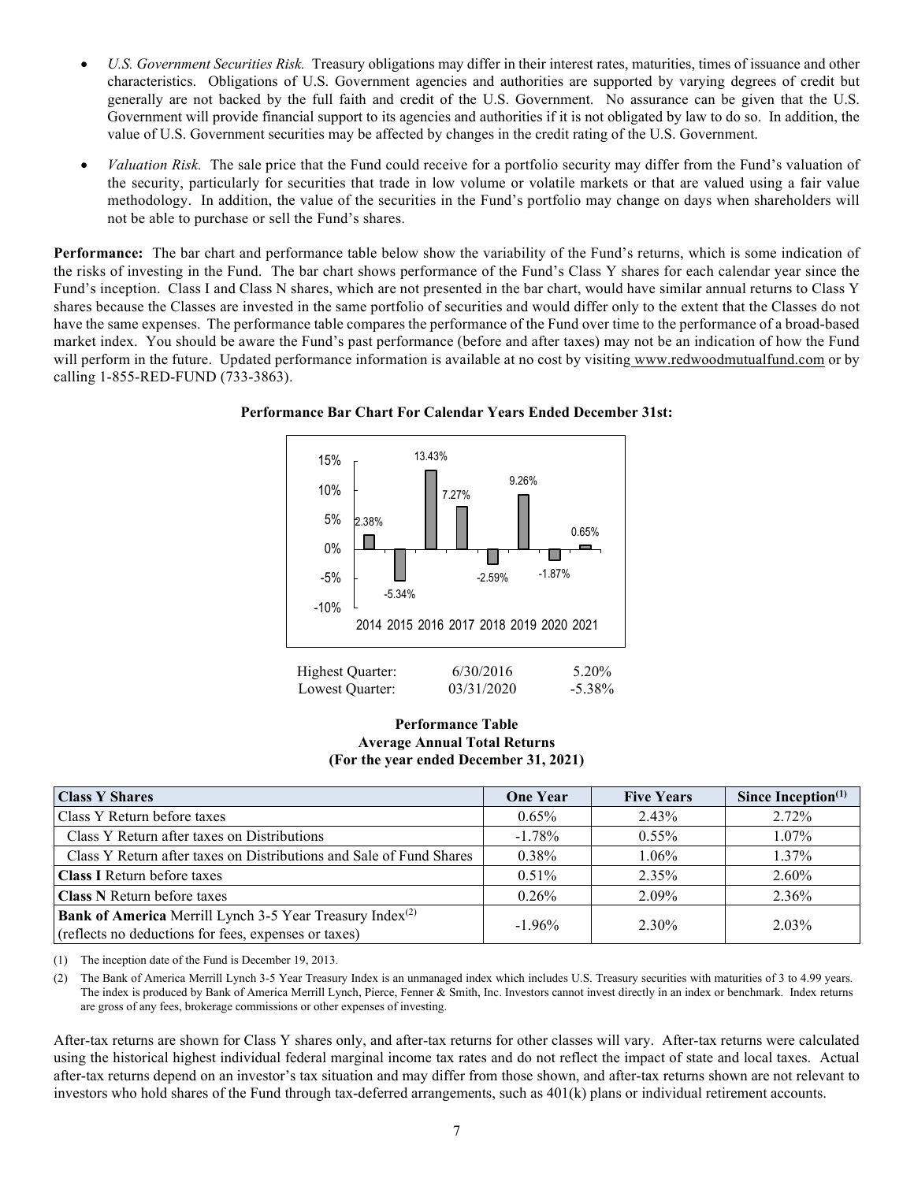- *U.S. Government Securities Risk.* Treasury obligations may differ in their interest rates, maturities, times of issuance and other characteristics. Obligations of U.S. Government agencies and authorities are supported by varying degrees of credit but generally are not backed by the full faith and credit of the U.S. Government. No assurance can be given that the U.S. Government will provide financial support to its agencies and authorities if it is not obligated by law to do so. In addition, the value of U.S. Government securities may be affected by changes in the credit rating of the U.S. Government.

- *Valuation Risk.* The sale price that the Fund could receive for a portfolio security may differ from the Fund's valuation of the security, particularly for securities that trade in low volume or volatile markets or that are valued using a fair value methodology. In addition, the value of the securities in the Fund's portfolio may change on days when shareholders will not be able to purchase or sell the Fund's shares.

**Performance:** The bar chart and performance table below show the variability of the Fund's returns, which is some indication of the risks of investing in the Fund. The bar chart shows performance of the Fund's Class Y shares for each calendar year since the Fund's inception. Class I and Class N shares, which are not presented in the bar chart, would have similar annual returns to Class Y shares because the Classes are invested in the same portfolio of securities and would differ only to the extent that the Classes do not have the same expenses. The performance table compares the performance of the Fund over time to the performance of a broad-based market index. You should be aware the Fund's past performance (before and after taxes) may not be an indication of how the Fund will perform in the future. Updated performance information is available at no cost by visiting www.redwoodmutualfund.com or by calling 1-855-RED-FUND (733-3863).

**Performance Bar Chart For Calendar Years Ended December 31st:**

| Year | Return |
|---|---|
| 2014 | 2.38% |
| 2015 | -5.34% |
| 2016 | 13.43% |
| 2017 | 7.27% |
| 2018 | -2.59% |
| 2019 | 9.26% |
| 2020 | -1.87% |
| 2021 | 0.65% |

| | | |
|---|---|---|
| Highest Quarter: | 6/30/2016 | 5.20% |
| Lowest Quarter: | 03/31/2020 | -5.38% |

**Performance Table**
**Average Annual Total Returns**
**(For the year ended December 31, 2021)**

| **Class Y Shares** | **One Year** | **Five Years** | **Since Inception[(1)]** |
|---|---|---|---|
| Class Y Return before taxes | 0.65% | 2.43% | 2.72% |
| Class Y Return after taxes on Distributions | -1.78% | 0.55% | 1.07% |
| Class Y Return after taxes on Distributions and Sale of Fund Shares | 0.38% | 1.06% | 1.37% |
| **Class I** Return before taxes | 0.51% | 2.35% | 2.60% |
| **Class N** Return before taxes | 0.26% | 2.09% | 2.36% |
| **Bank of America** Merrill Lynch 3-5 Year Treasury Index[(2)] (reflects no deductions for fees, expenses or taxes) | -1.96% | 2.30% | 2.03% |

(1) The inception date of the Fund is December 19, 2013.

(2) The Bank of America Merrill Lynch 3-5 Year Treasury Index is an unmanaged index which includes U.S. Treasury securities with maturities of 3 to 4.99 years. The index is produced by Bank of America Merrill Lynch, Pierce, Fenner & Smith, Inc. Investors cannot invest directly in an index or benchmark. Index returns are gross of any fees, brokerage commissions or other expenses of investing.

After-tax returns are shown for Class Y shares only, and after-tax returns for other classes will vary. After-tax returns were calculated using the historical highest individual federal marginal income tax rates and do not reflect the impact of state and local taxes. Actual after-tax returns depend on an investor's tax situation and may differ from those shown, and after-tax returns shown are not relevant to investors who hold shares of the Fund through tax-deferred arrangements, such as 401(k) plans or individual retirement accounts.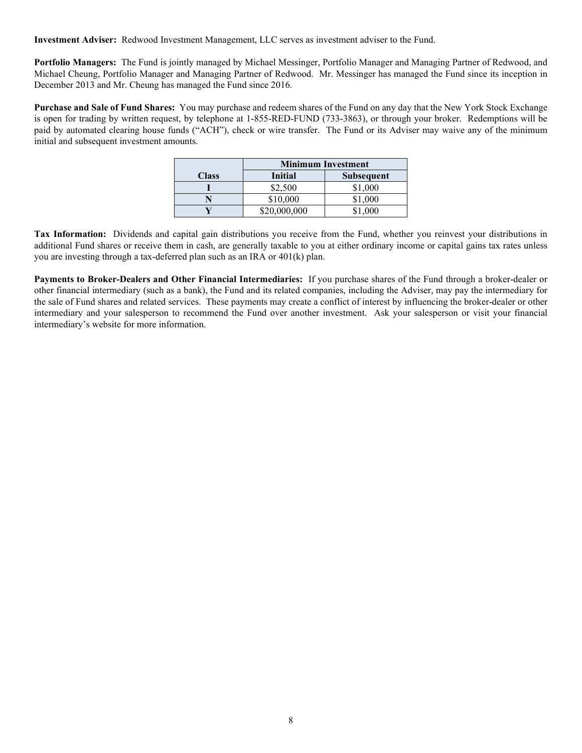**Investment Adviser:** Redwood Investment Management, LLC serves as investment adviser to the Fund.

**Portfolio Managers:** The Fund is jointly managed by Michael Messinger, Portfolio Manager and Managing Partner of Redwood, and Michael Cheung, Portfolio Manager and Managing Partner of Redwood. Mr. Messinger has managed the Fund since its inception in December 2013 and Mr. Cheung has managed the Fund since 2016.

**Purchase and Sale of Fund Shares:** You may purchase and redeem shares of the Fund on any day that the New York Stock Exchange is open for trading by written request, by telephone at 1-855-RED-FUND (733-3863), or through your broker. Redemptions will be paid by automated clearing house funds ("ACH"), check or wire transfer. The Fund or its Adviser may waive any of the minimum initial and subsequent investment amounts.

| | Minimum Investment | |
|---|---|---|
| **Class** | **Initial** | **Subsequent** |
| **I** | $2,500 | $1,000 |
| **N** | $10,000 | $1,000 |
| **Y** | $20,000,000 | $1,000 |

**Tax Information:** Dividends and capital gain distributions you receive from the Fund, whether you reinvest your distributions in additional Fund shares or receive them in cash, are generally taxable to you at either ordinary income or capital gains tax rates unless you are investing through a tax-deferred plan such as an IRA or 401(k) plan.

**Payments to Broker-Dealers and Other Financial Intermediaries:** If you purchase shares of the Fund through a broker-dealer or other financial intermediary (such as a bank), the Fund and its related companies, including the Adviser, may pay the intermediary for the sale of Fund shares and related services. These payments may create a conflict of interest by influencing the broker-dealer or other intermediary and your salesperson to recommend the Fund over another investment. Ask your salesperson or visit your financial intermediary's website for more information.